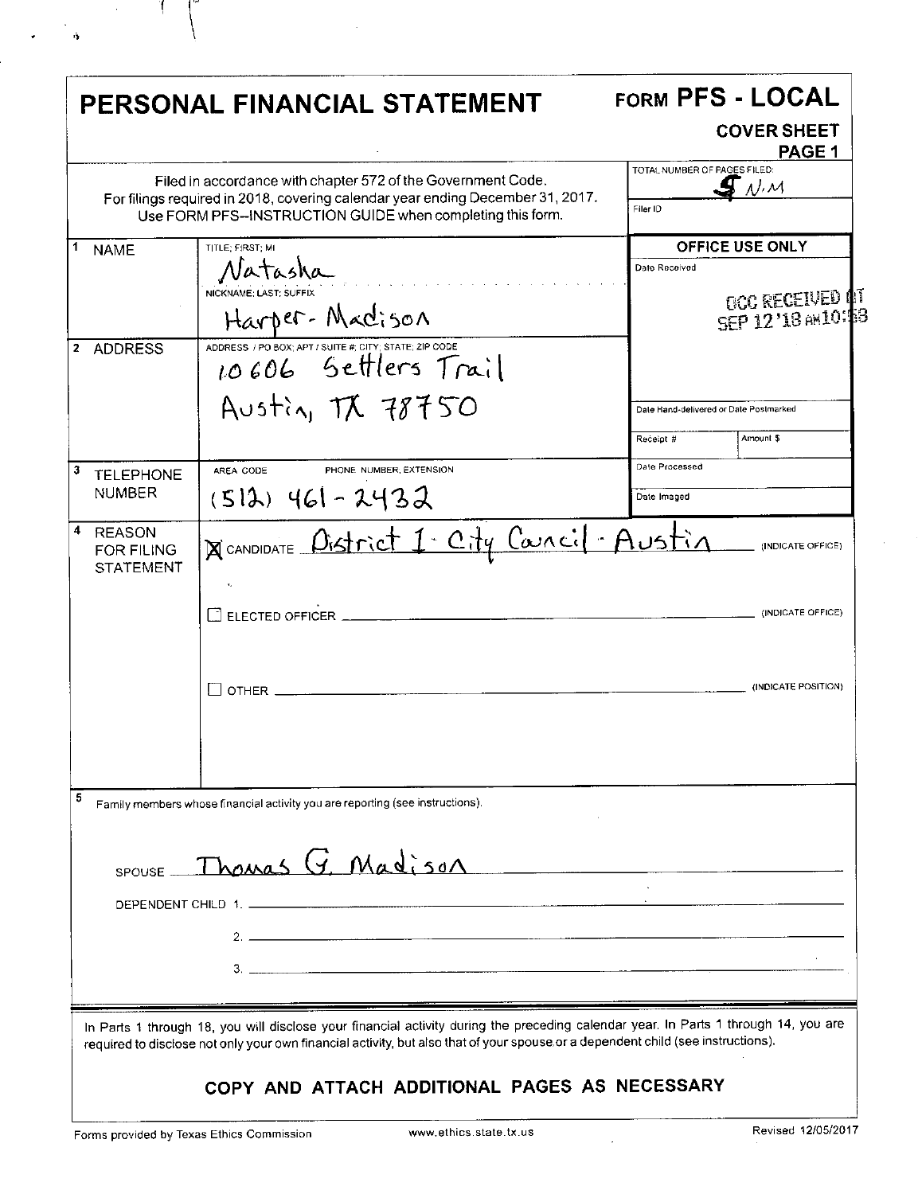# PERSONAL FINANCIAL STATEMENT

## FORM PFS - LOCAL

**COVER SHEET**
**PAGE 1**

Filed in accordance with chapter 572 of the Government Code.
For filings required in 2018, covering calendar year ending December 31, 2017.
Use FORM PFS–INSTRUCTION GUIDE when completing this form.

TOTAL NUMBER OF PAGES FILED: 5 N.M

Filer ID

| | | |
|---|---|---|
| **1 NAME** | TITLE; FIRST; MI: Natasha<br>NICKNAME; LAST; SUFFIX: Harper-Madison | **OFFICE USE ONLY**<br>Date Received: OCC RECEIVED AT SEP 12 '18 AM10:53 |
| **2 ADDRESS** | ADDRESS / PO BOX; APT / SUITE #; CITY; STATE; ZIP CODE: 10606 Settlers Trail Austin, TX 78750 | Date Hand-delivered or Date Postmarked<br>Receipt # / Amount $ |
| **3 TELEPHONE NUMBER** | AREA CODE / PHONE NUMBER, EXTENSION: (512) 461-2432 | Date Processed<br>Date Imaged |
| **4 REASON FOR FILING STATEMENT** | [X] CANDIDATE District 1 - City Council - Austin (INDICATE OFFICE)<br>[ ] ELECTED OFFICER ______ (INDICATE OFFICE)<br>[ ] OTHER ______ (INDICATE POSITION) | |

**5** Family members whose financial activity you are reporting (see instructions).

SPOUSE: Thomas G. Madison

DEPENDENT CHILD 1. ______

2. ______

3. ______

In Parts 1 through 18, you will disclose your financial activity during the preceding calendar year. In Parts 1 through 14, you are required to disclose not only your own financial activity, but also that of your spouse or a dependent child (see instructions).

**COPY AND ATTACH ADDITIONAL PAGES AS NECESSARY**

Forms provided by Texas Ethics Commission www.ethics.state.tx.us Revised 12/05/2017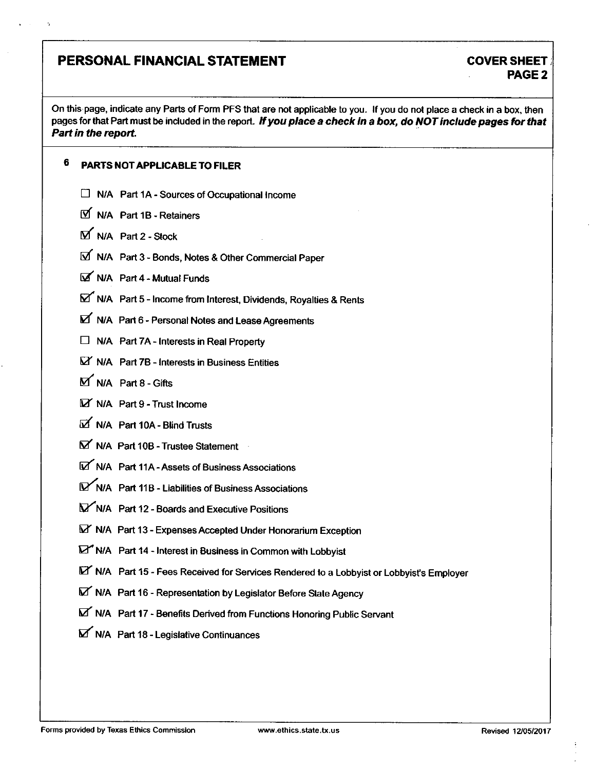## PERSONAL FINANCIAL STATEMENT

**COVER SHEET PAGE 2**

On this page, indicate any Parts of Form PFS that are not applicable to you. If you do not place a check in a box, then pages for that Part must be included in the report. ***If you place a check in a box, do NOT include pages for that Part in the report.***

### 6 PARTS NOT APPLICABLE TO FILER

- ☐ N/A Part 1A - Sources of Occupational Income
- ☑ N/A Part 1B - Retainers
- ☑ N/A Part 2 - Stock
- ☑ N/A Part 3 - Bonds, Notes & Other Commercial Paper
- ☑ N/A Part 4 - Mutual Funds
- ☑ N/A Part 5 - Income from Interest, Dividends, Royalties & Rents
- ☑ N/A Part 6 - Personal Notes and Lease Agreements
- ☐ N/A Part 7A - Interests in Real Property
- ☑ N/A Part 7B - Interests in Business Entities
- ☑ N/A Part 8 - Gifts
- ☑ N/A Part 9 - Trust Income
- ☑ N/A Part 10A - Blind Trusts
- ☑ N/A Part 10B - Trustee Statement
- ☑ N/A Part 11A - Assets of Business Associations
- ☑ N/A Part 11B - Liabilities of Business Associations
- ☑ N/A Part 12 - Boards and Executive Positions
- ☑ N/A Part 13 - Expenses Accepted Under Honorarium Exception
- ☑ N/A Part 14 - Interest in Business in Common with Lobbyist
- ☑ N/A Part 15 - Fees Received for Services Rendered to a Lobbyist or Lobbyist's Employer
- ☑ N/A Part 16 - Representation by Legislator Before State Agency
- ☑ N/A Part 17 - Benefits Derived from Functions Honoring Public Servant
- ☑ N/A Part 18 - Legislative Continuances

Forms provided by Texas Ethics Commission www.ethics.state.tx.us Revised 12/05/2017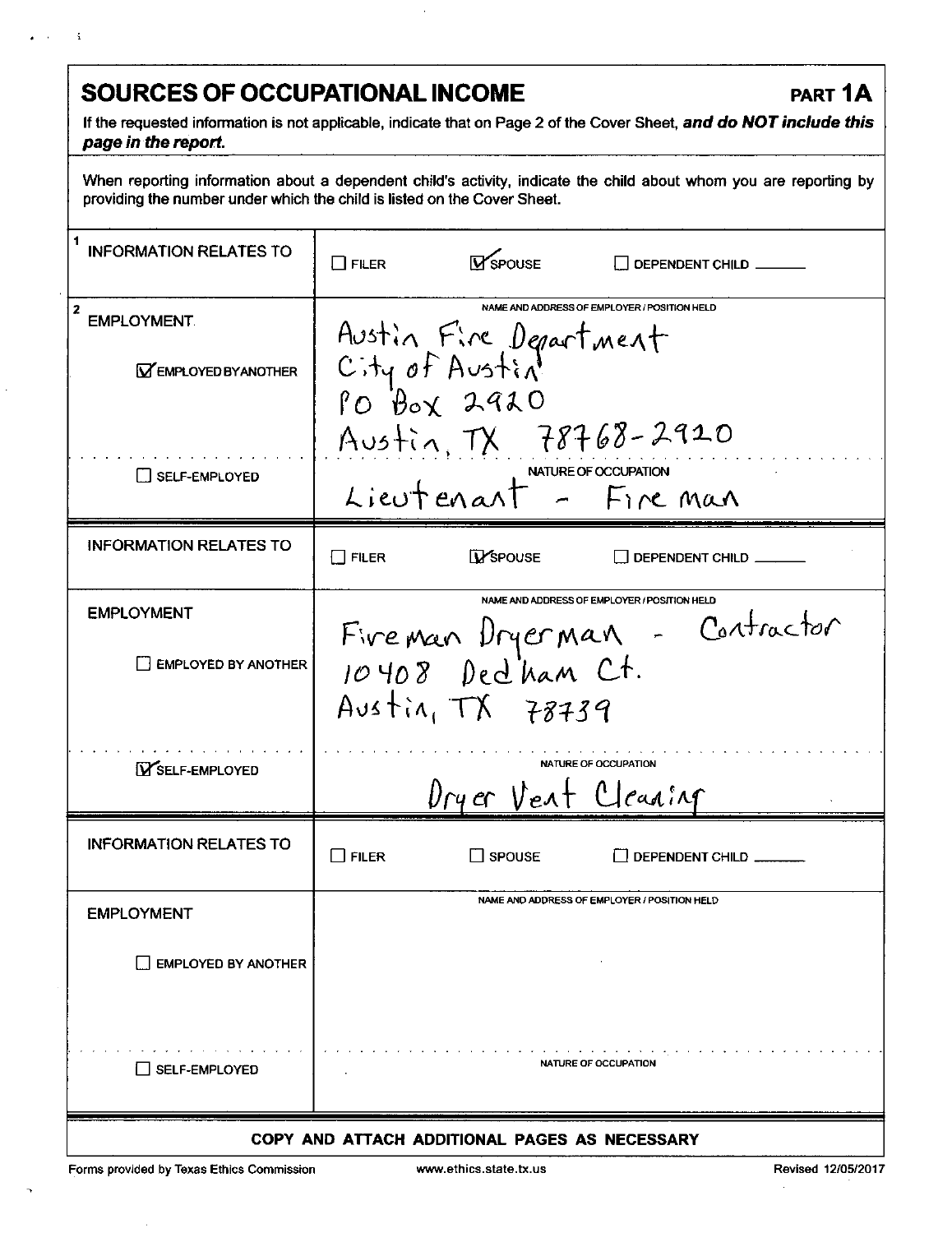## SOURCES OF OCCUPATIONAL INCOME

**PART 1A**

If the requested information is not applicable, indicate that on Page 2 of the Cover Sheet, ***and do NOT include this page in the report.***

When reporting information about a dependent child's activity, indicate the child about whom you are reporting by providing the number under which the child is listed on the Cover Sheet.

| | |
|---|---|
| 1 INFORMATION RELATES TO | ☐ FILER ☑ SPOUSE ☐ DEPENDENT CHILD ______ |
| 2 EMPLOYMENT<br>☑ EMPLOYED BY ANOTHER | NAME AND ADDRESS OF EMPLOYER / POSITION HELD<br>Austin Fire Department<br>City of Austin<br>PO Box 2920<br>Austin, TX 78768-2920 |
| ☐ SELF-EMPLOYED | NATURE OF OCCUPATION<br>Lieutenant - Fire man |
| INFORMATION RELATES TO | ☐ FILER ☑ SPOUSE ☐ DEPENDENT CHILD ______ |
| EMPLOYMENT<br>☐ EMPLOYED BY ANOTHER | NAME AND ADDRESS OF EMPLOYER / POSITION HELD<br>Fireman Dryerman - Contractor<br>10408 Dedham Ct.<br>Austin, TX 78739 |
| ☑ SELF-EMPLOYED | NATURE OF OCCUPATION<br>Dryer Vent Cleaning |
| INFORMATION RELATES TO | ☐ FILER ☐ SPOUSE ☐ DEPENDENT CHILD ______ |
| EMPLOYMENT<br>☐ EMPLOYED BY ANOTHER | NAME AND ADDRESS OF EMPLOYER / POSITION HELD |
| ☐ SELF-EMPLOYED | NATURE OF OCCUPATION |

**COPY AND ATTACH ADDITIONAL PAGES AS NECESSARY**

Forms provided by Texas Ethics Commission www.ethics.state.tx.us Revised 12/05/2017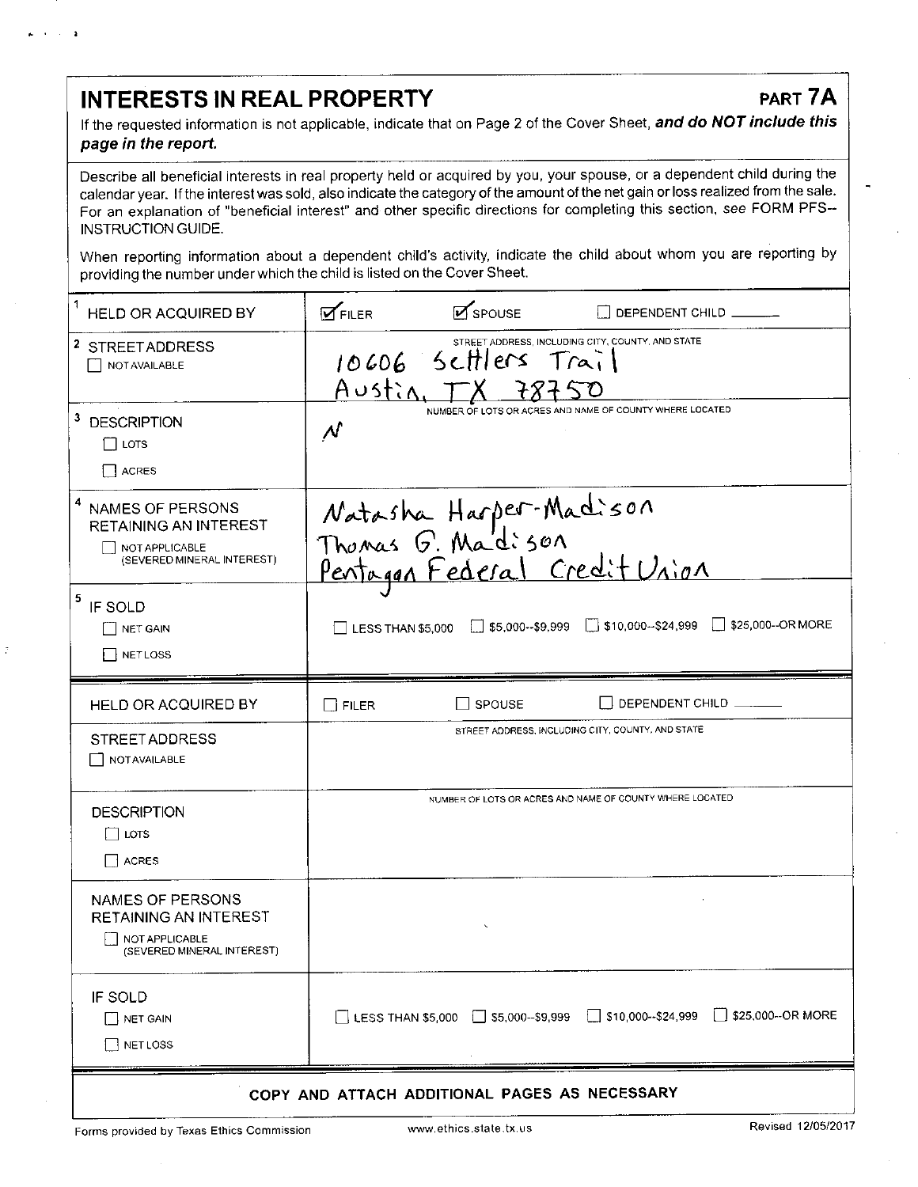# INTERESTS IN REAL PROPERTY

**PART 7A**

If the requested information is not applicable, indicate that on Page 2 of the Cover Sheet, ***and do NOT include this page in the report.***

Describe all beneficial interests in real property held or acquired by you, your spouse, or a dependent child during the calendar year. If the interest was sold, also indicate the category of the amount of the net gain or loss realized from the sale. For an explanation of "beneficial interest" and other specific directions for completing this section, *see* FORM PFS--INSTRUCTION GUIDE.

When reporting information about a dependent child's activity, indicate the child about whom you are reporting by providing the number under which the child is listed on the Cover Sheet.

| | |
|---|---|
| 1 HELD OR ACQUIRED BY | ☑ FILER ☑ SPOUSE ☐ DEPENDENT CHILD ______ |
| 2 STREET ADDRESS ☐ NOT AVAILABLE | STREET ADDRESS, INCLUDING CITY, COUNTY, AND STATE<br>10606 Settlers Trail<br>Austin, TX 78750 |
| 3 DESCRIPTION ☐ LOTS ☐ ACRES | NUMBER OF LOTS OR ACRES AND NAME OF COUNTY WHERE LOCATED<br>N |
| 4 NAMES OF PERSONS RETAINING AN INTEREST ☐ NOT APPLICABLE (SEVERED MINERAL INTEREST) | Natasha Harper-Madison<br>Thomas G. Madison<br>Pentagon Federal Credit Union |
| 5 IF SOLD ☐ NET GAIN ☐ NET LOSS | ☐ LESS THAN $5,000 ☐ $5,000--$9,999 ☐ $10,000--$24,999 ☐ $25,000--OR MORE |

| | |
|---|---|
| HELD OR ACQUIRED BY | ☐ FILER ☐ SPOUSE ☐ DEPENDENT CHILD ______ |
| STREET ADDRESS ☐ NOT AVAILABLE | STREET ADDRESS, INCLUDING CITY, COUNTY, AND STATE |
| DESCRIPTION ☐ LOTS ☐ ACRES | NUMBER OF LOTS OR ACRES AND NAME OF COUNTY WHERE LOCATED |
| NAMES OF PERSONS RETAINING AN INTEREST ☐ NOT APPLICABLE (SEVERED MINERAL INTEREST) | |
| IF SOLD ☐ NET GAIN ☐ NET LOSS | ☐ LESS THAN $5,000 ☐ $5,000--$9,999 ☐ $10,000--$24,999 ☐ $25,000--OR MORE |

**COPY AND ATTACH ADDITIONAL PAGES AS NECESSARY**

Forms provided by Texas Ethics Commission www.ethics.state.tx.us Revised 12/05/2017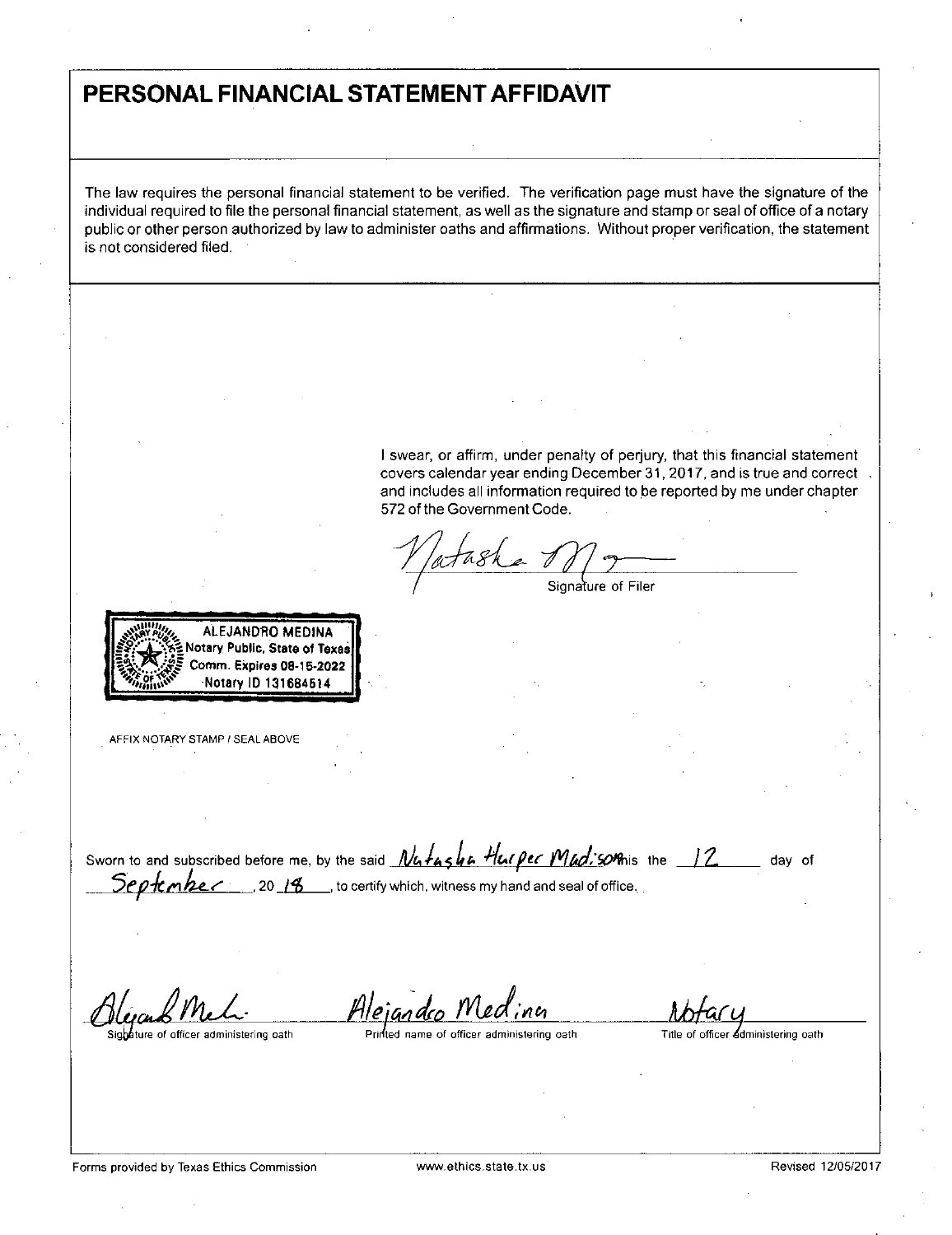# PERSONAL FINANCIAL STATEMENT AFFIDAVIT

The law requires the personal financial statement to be verified. The verification page must have the signature of the individual required to file the personal financial statement, as well as the signature and stamp or seal of office of a notary public or other person authorized by law to administer oaths and affirmations. Without proper verification, the statement is not considered filed.

I swear, or affirm, under penalty of perjury, that this financial statement covers calendar year ending December 31, 2017, and is true and correct and includes all information required to be reported by me under chapter 572 of the Government Code.

Natasha M

Signature of Filer

ALEJANDRO MEDINA
Notary Public, State of Texas
Comm. Expires 08-15-2022
Notary ID 131684514

AFFIX NOTARY STAMP / SEAL ABOVE

Sworn to and subscribed before me, by the said Natasha Harper Madison this the 12 day of September, 20 18, to certify which, witness my hand and seal of office.

| Alejandro Medina | Alejandro Medina | Notary |
|---|---|---|
| Signature of officer administering oath | Printed name of officer administering oath | Title of officer administering oath |